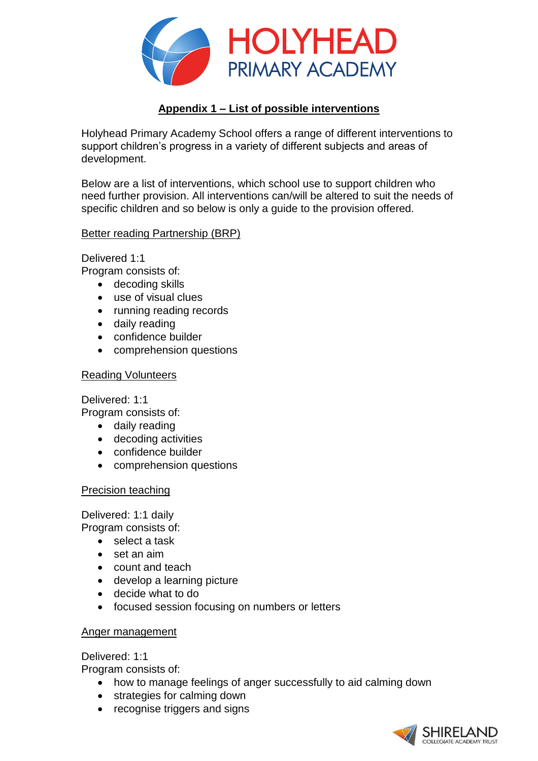## Appendix 1 – List of possible interventions

Holyhead Primary Academy School offers a range of different interventions to support children's progress in a variety of different subjects and areas of development.

Below are a list of interventions, which school use to support children who need further provision. All interventions can/will be altered to suit the needs of specific children and so below is only a guide to the provision offered.

### Better reading Partnership (BRP)

Delivered 1:1
Program consists of:

- decoding skills
- use of visual clues
- running reading records
- daily reading
- confidence builder
- comprehension questions

### Reading Volunteers

Delivered: 1:1
Program consists of:

- daily reading
- decoding activities
- confidence builder
- comprehension questions

### Precision teaching

Delivered: 1:1 daily
Program consists of:

- select a task
- set an aim
- count and teach
- develop a learning picture
- decide what to do
- focused session focusing on numbers or letters

### Anger management

Delivered: 1:1
Program consists of:

- how to manage feelings of anger successfully to aid calming down
- strategies for calming down
- recognise triggers and signs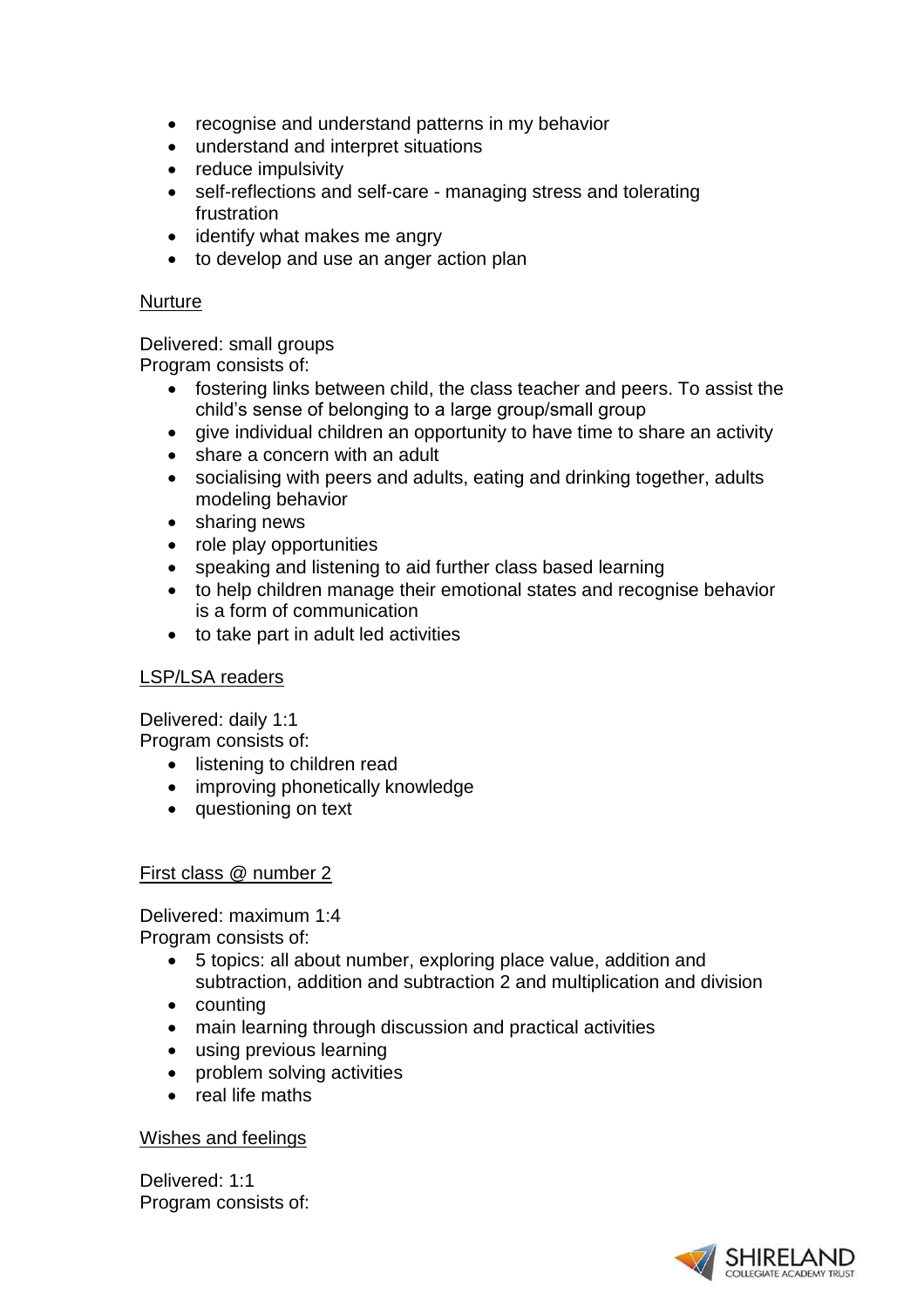- recognise and understand patterns in my behavior
- understand and interpret situations
- reduce impulsivity
- self-reflections and self-care - managing stress and tolerating frustration
- identify what makes me angry
- to develop and use an anger action plan

<u>Nurture</u>

Delivered: small groups
Program consists of:

- fostering links between child, the class teacher and peers. To assist the child's sense of belonging to a large group/small group
- give individual children an opportunity to have time to share an activity
- share a concern with an adult
- socialising with peers and adults, eating and drinking together, adults modeling behavior
- sharing news
- role play opportunities
- speaking and listening to aid further class based learning
- to help children manage their emotional states and recognise behavior is a form of communication
- to take part in adult led activities

<u>LSP/LSA readers</u>

Delivered: daily 1:1
Program consists of:

- listening to children read
- improving phonetically knowledge
- questioning on text

<u>First class @ number 2</u>

Delivered: maximum 1:4
Program consists of:

- 5 topics: all about number, exploring place value, addition and subtraction, addition and subtraction 2 and multiplication and division
- counting
- main learning through discussion and practical activities
- using previous learning
- problem solving activities
- real life maths

<u>Wishes and feelings</u>

Delivered: 1:1
Program consists of: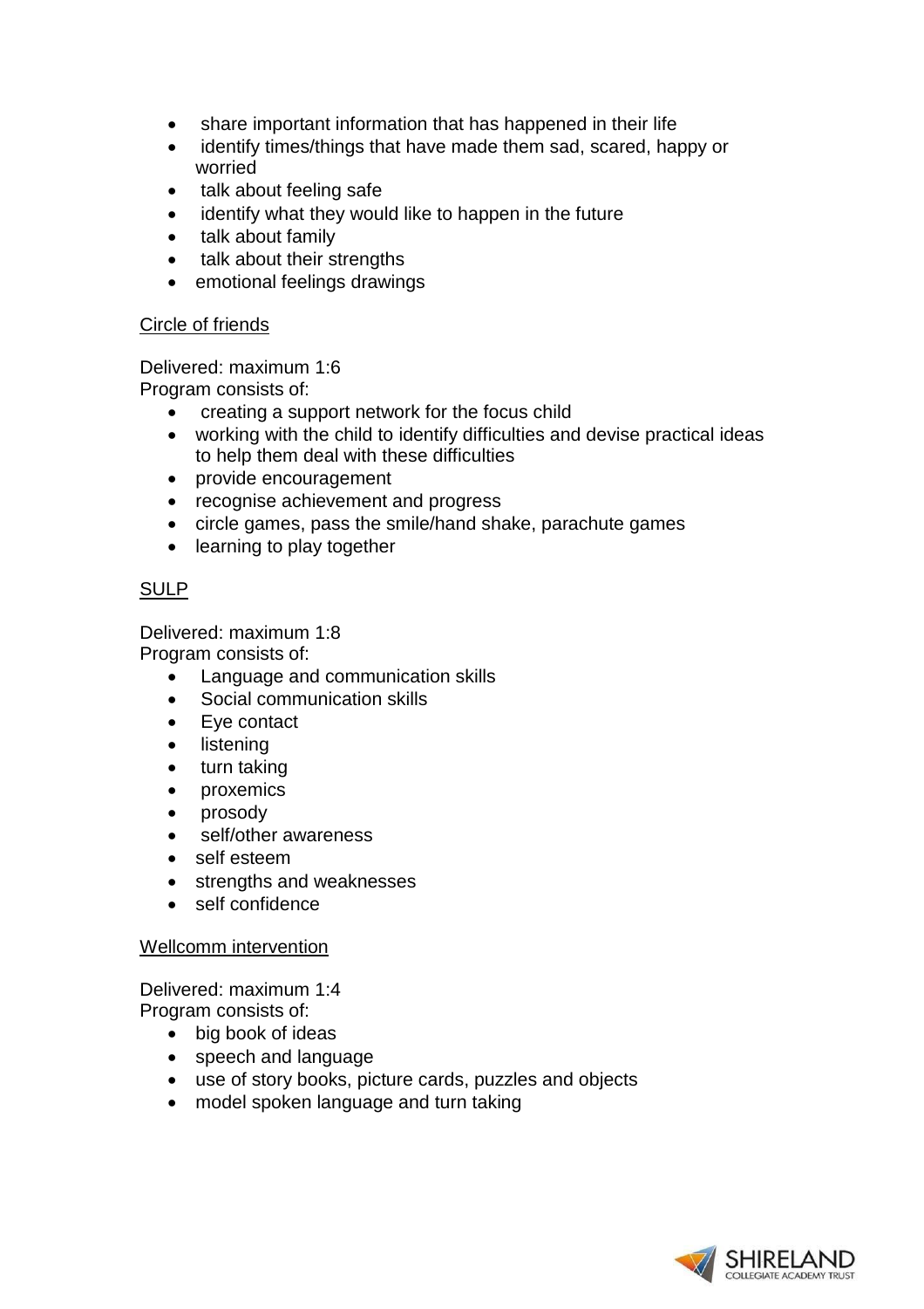- share important information that has happened in their life
- identify times/things that have made them sad, scared, happy or worried
- talk about feeling safe
- identify what they would like to happen in the future
- talk about family
- talk about their strengths
- emotional feelings drawings

<u>Circle of friends</u>

Delivered: maximum 1:6
Program consists of:

- creating a support network for the focus child
- working with the child to identify difficulties and devise practical ideas to help them deal with these difficulties
- provide encouragement
- recognise achievement and progress
- circle games, pass the smile/hand shake, parachute games
- learning to play together

<u>SULP</u>

Delivered: maximum 1:8
Program consists of:

- Language and communication skills
- Social communication skills
- Eye contact
- listening
- turn taking
- proxemics
- prosody
- self/other awareness
- self esteem
- strengths and weaknesses
- self confidence

<u>Wellcomm intervention</u>

Delivered: maximum 1:4
Program consists of:

- big book of ideas
- speech and language
- use of story books, picture cards, puzzles and objects
- model spoken language and turn taking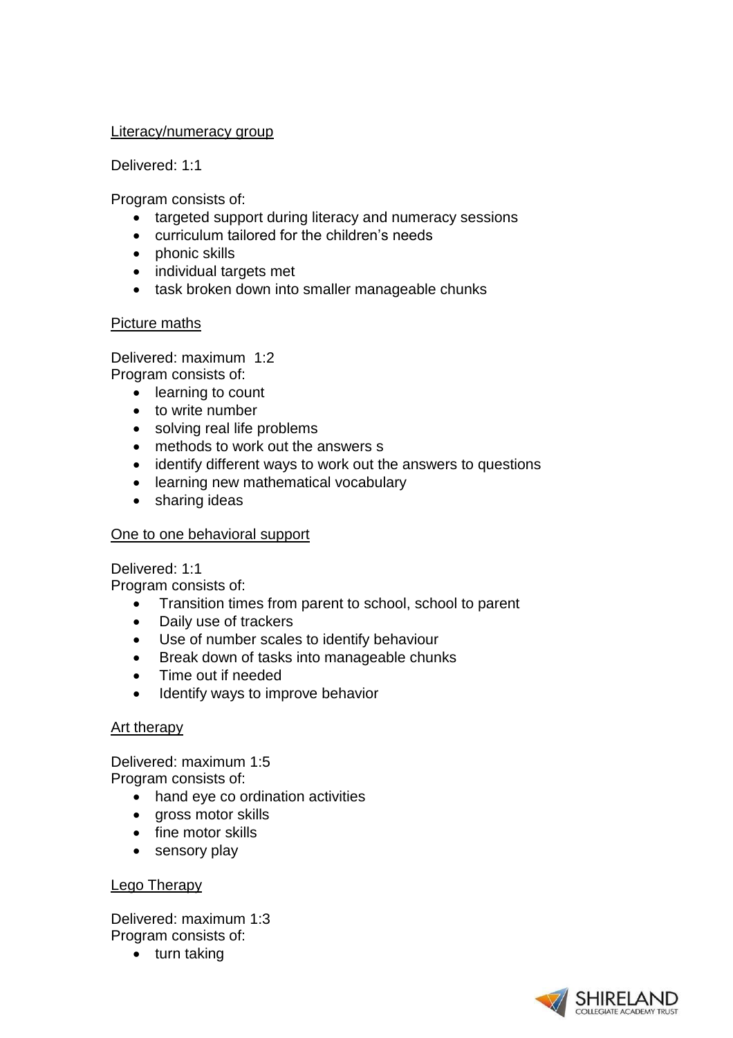Literacy/numeracy group

Delivered: 1:1

Program consists of:

- targeted support during literacy and numeracy sessions
- curriculum tailored for the children's needs
- phonic skills
- individual targets met
- task broken down into smaller manageable chunks

Picture maths

Delivered: maximum 1:2

Program consists of:

- learning to count
- to write number
- solving real life problems
- methods to work out the answers s
- identify different ways to work out the answers to questions
- learning new mathematical vocabulary
- sharing ideas

One to one behavioral support

Delivered: 1:1

Program consists of:

- Transition times from parent to school, school to parent
- Daily use of trackers
- Use of number scales to identify behaviour
- Break down of tasks into manageable chunks
- Time out if needed
- Identify ways to improve behavior

Art therapy

Delivered: maximum 1:5

Program consists of:

- hand eye co ordination activities
- gross motor skills
- fine motor skills
- sensory play

Lego Therapy

Delivered: maximum 1:3

Program consists of:

- turn taking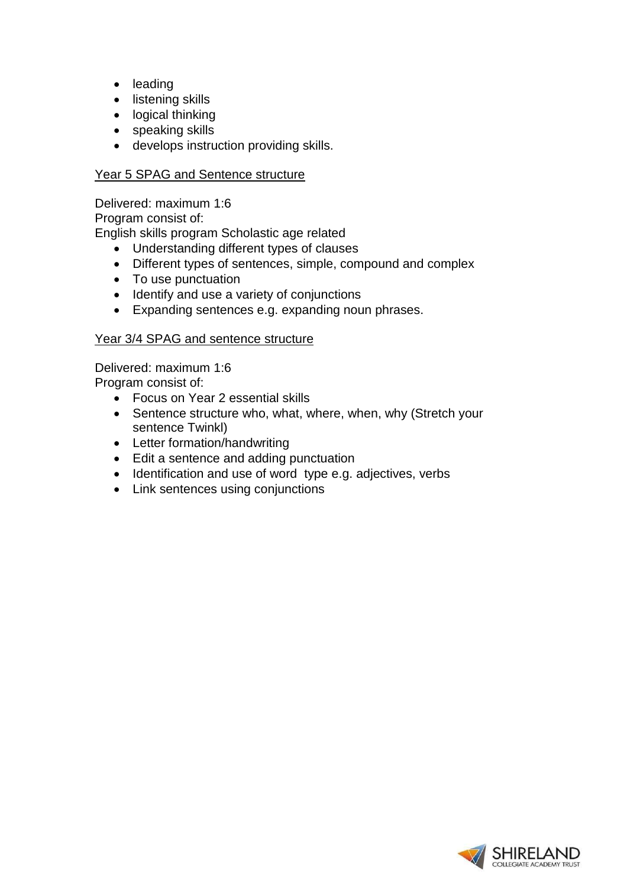- leading
- listening skills
- logical thinking
- speaking skills
- develops instruction providing skills.

<u>Year 5 SPAG and Sentence structure</u>

Delivered: maximum 1:6
Program consist of:
English skills program Scholastic age related

- Understanding different types of clauses
- Different types of sentences, simple, compound and complex
- To use punctuation
- Identify and use a variety of conjunctions
- Expanding sentences e.g. expanding noun phrases.

<u>Year 3/4 SPAG and sentence structure</u>

Delivered: maximum 1:6
Program consist of:

- Focus on Year 2 essential skills
- Sentence structure who, what, where, when, why (Stretch your sentence Twinkl)
- Letter formation/handwriting
- Edit a sentence and adding punctuation
- Identification and use of word type e.g. adjectives, verbs
- Link sentences using conjunctions